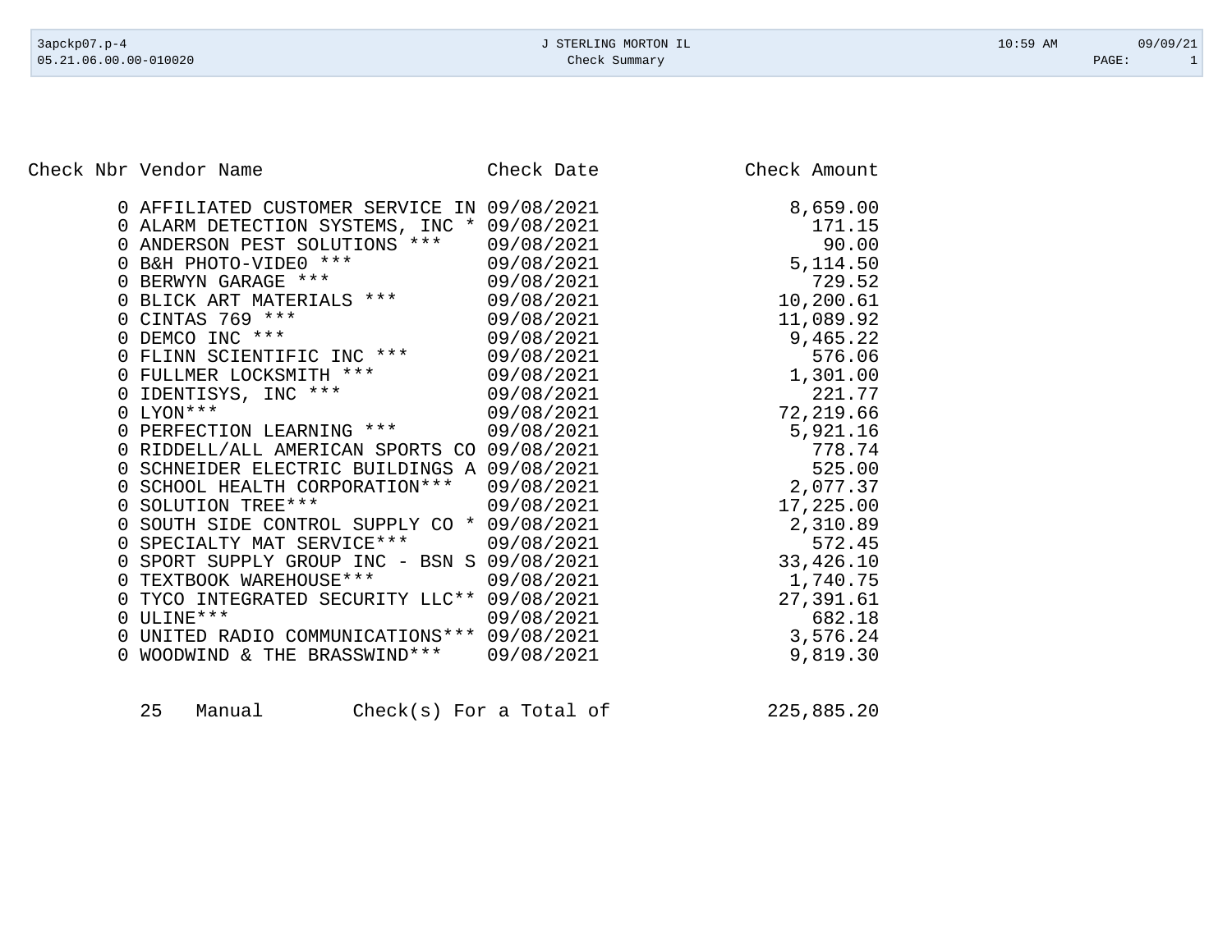# J STERLING MORTON IL

## Check Summary

| Check Nbr | Vendor Name | Check Date | Check Amount |
|---|---|---|---|
| 0 | AFFILIATED CUSTOMER SERVICE IN | 09/08/2021 | 8,659.00 |
| 0 | ALARM DETECTION SYSTEMS, INC * | 09/08/2021 | 171.15 |
| 0 | ANDERSON PEST SOLUTIONS *** | 09/08/2021 | 90.00 |
| 0 | B&H PHOTO-VIDE0 *** | 09/08/2021 | 5,114.50 |
| 0 | BERWYN GARAGE *** | 09/08/2021 | 729.52 |
| 0 | BLICK ART MATERIALS *** | 09/08/2021 | 10,200.61 |
| 0 | CINTAS 769 *** | 09/08/2021 | 11,089.92 |
| 0 | DEMCO INC *** | 09/08/2021 | 9,465.22 |
| 0 | FLINN SCIENTIFIC INC *** | 09/08/2021 | 576.06 |
| 0 | FULLMER LOCKSMITH *** | 09/08/2021 | 1,301.00 |
| 0 | IDENTISYS, INC *** | 09/08/2021 | 221.77 |
| 0 | LYON*** | 09/08/2021 | 72,219.66 |
| 0 | PERFECTION LEARNING *** | 09/08/2021 | 5,921.16 |
| 0 | RIDDELL/ALL AMERICAN SPORTS CO | 09/08/2021 | 778.74 |
| 0 | SCHNEIDER ELECTRIC BUILDINGS A | 09/08/2021 | 525.00 |
| 0 | SCHOOL HEALTH CORPORATION*** | 09/08/2021 | 2,077.37 |
| 0 | SOLUTION TREE*** | 09/08/2021 | 17,225.00 |
| 0 | SOUTH SIDE CONTROL SUPPLY CO * | 09/08/2021 | 2,310.89 |
| 0 | SPECIALTY MAT SERVICE*** | 09/08/2021 | 572.45 |
| 0 | SPORT SUPPLY GROUP INC - BSN S | 09/08/2021 | 33,426.10 |
| 0 | TEXTBOOK WAREHOUSE*** | 09/08/2021 | 1,740.75 |
| 0 | TYCO INTEGRATED SECURITY LLC** | 09/08/2021 | 27,391.61 |
| 0 | ULINE*** | 09/08/2021 | 682.18 |
| 0 | UNITED RADIO COMMUNICATIONS*** | 09/08/2021 | 3,576.24 |
| 0 | WOODWIND & THE BRASSWIND*** | 09/08/2021 | 9,819.30 |

25 Manual Check(s) For a Total of 225,885.20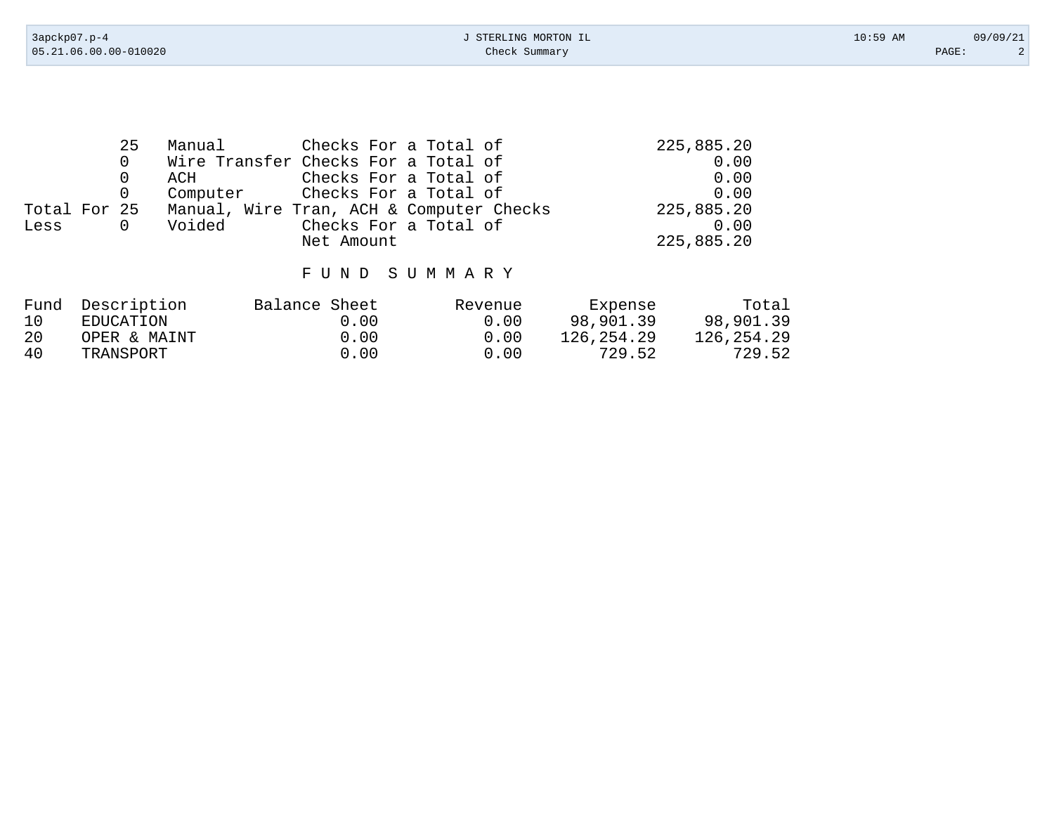| | | | |
|---|---|---|---|
| | 25 | Manual Checks For a Total of | 225,885.20 |
| | 0 | Wire Transfer Checks For a Total of | 0.00 |
| | 0 | ACH Checks For a Total of | 0.00 |
| | 0 | Computer Checks For a Total of | 0.00 |
| Total For | 25 | Manual, Wire Tran, ACH & Computer Checks | 225,885.20 |
| Less | 0 | Voided Checks For a Total of | 0.00 |
| | | Net Amount | 225,885.20 |

## F U N D S U M M A R Y

| Fund | Description | Balance Sheet | Revenue | Expense | Total |
|---|---|---|---|---|---|
| 10 | EDUCATION | 0.00 | 0.00 | 98,901.39 | 98,901.39 |
| 20 | OPER & MAINT | 0.00 | 0.00 | 126,254.29 | 126,254.29 |
| 40 | TRANSPORT | 0.00 | 0.00 | 729.52 | 729.52 |